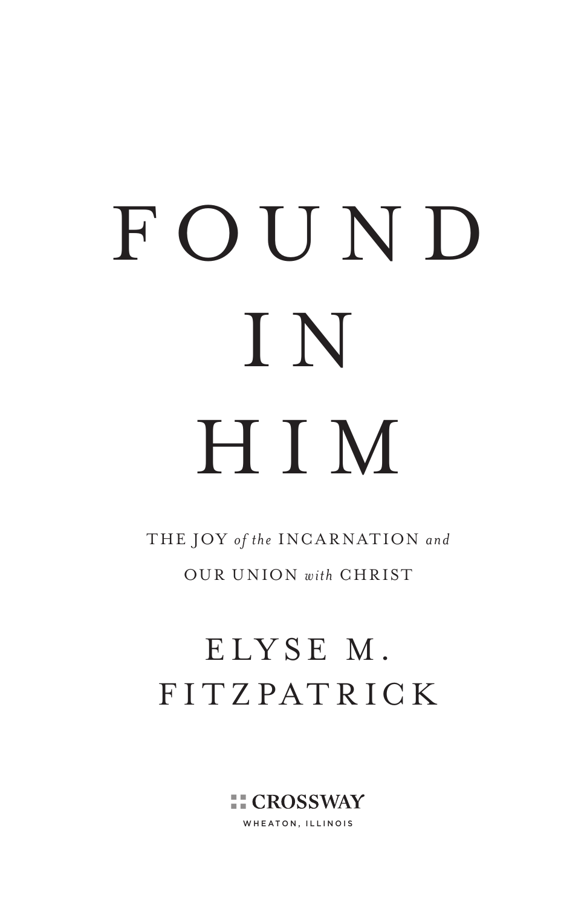# FOUND IN HIM

## THE JOY *of the* INCARNATION *and* OUR UNION *with* CHRIST

ELYSE M. FITZPATRICK

CROSSWAY

WHEATON, ILLINOIS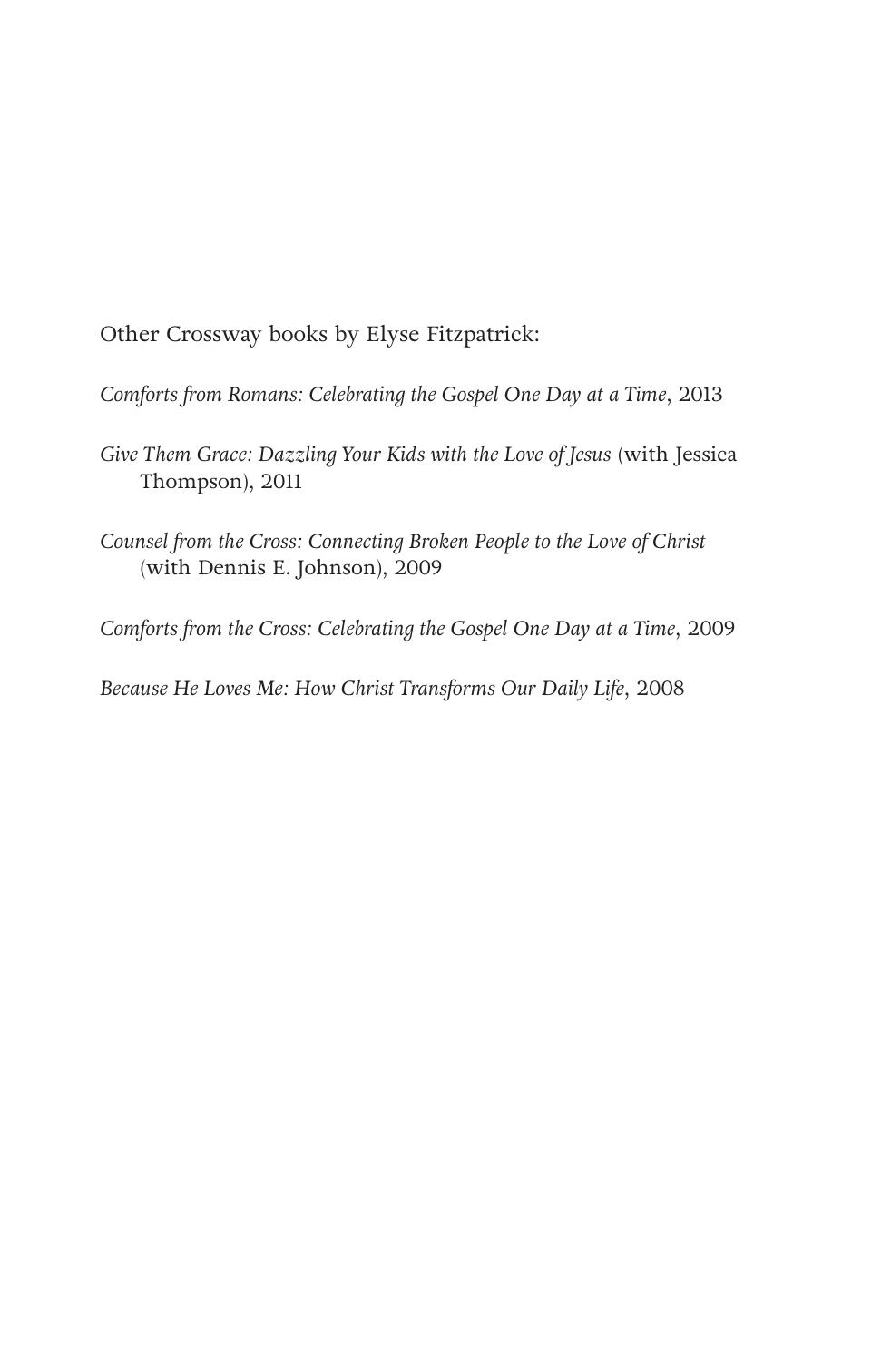Other Crossway books by Elyse Fitzpatrick:

*Comforts from Romans: Celebrating the Gospel One Day at a Time*, 2013

*Give Them Grace: Dazzling Your Kids with the Love of Jesus* (with Jessica Thompson), 2011

*Counsel from the Cross: Connecting Broken People to the Love of Christ* (with Dennis E. Johnson), 2009

*Comforts from the Cross: Celebrating the Gospel One Day at a Time*, 2009

*Because He Loves Me: How Christ Transforms Our Daily Life*, 2008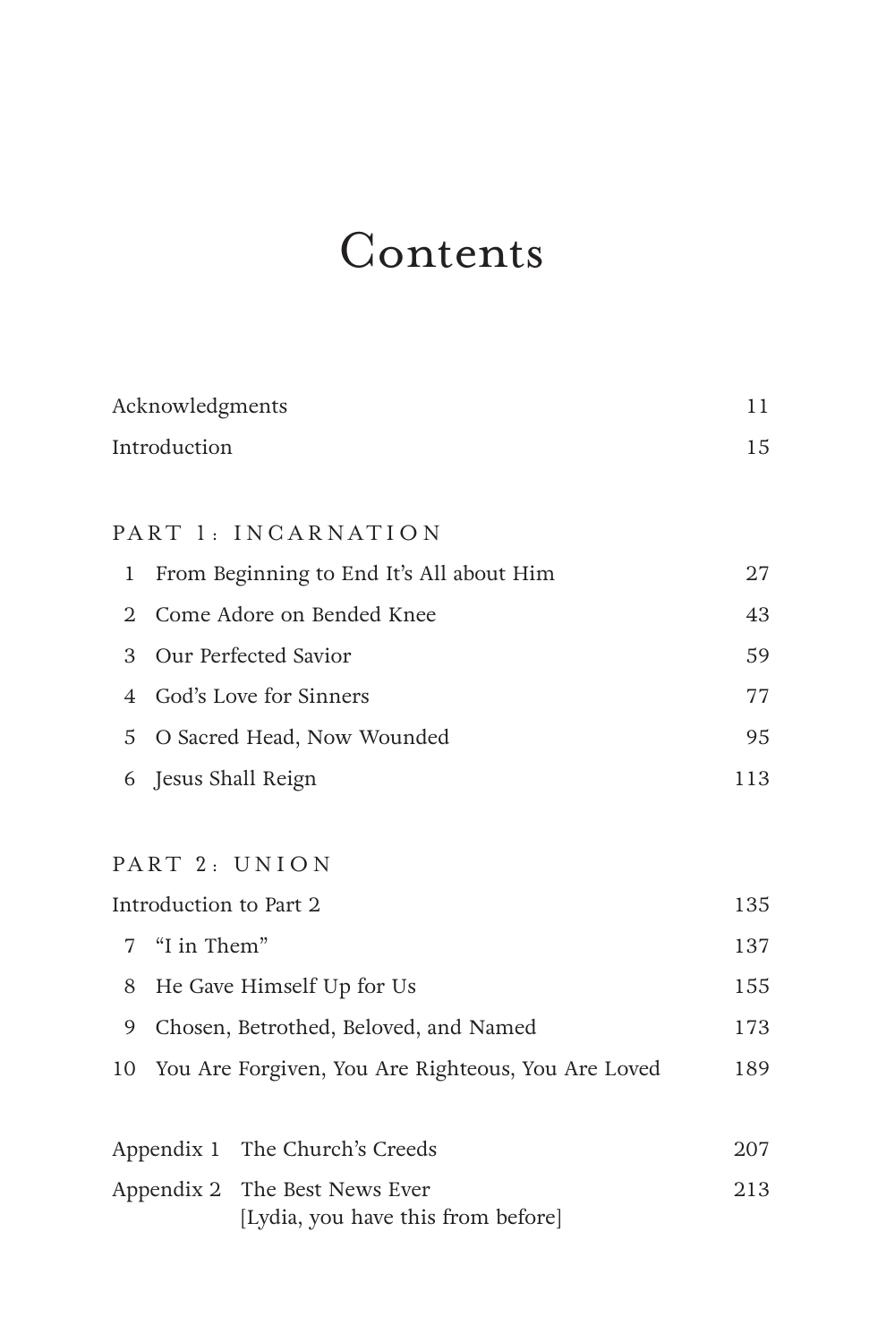# Contents

| | |
|---|---|
| Acknowledgments | 11 |
| Introduction | 15 |

## PART 1: INCARNATION

| | | |
|---|---|---|
| 1 | From Beginning to End It's All about Him | 27 |
| 2 | Come Adore on Bended Knee | 43 |
| 3 | Our Perfected Savior | 59 |
| 4 | God's Love for Sinners | 77 |
| 5 | O Sacred Head, Now Wounded | 95 |
| 6 | Jesus Shall Reign | 113 |

## PART 2: UNION

| | | |
|---|---|---|
| Introduction to Part 2 | | 135 |
| 7 | "I in Them" | 137 |
| 8 | He Gave Himself Up for Us | 155 |
| 9 | Chosen, Betrothed, Beloved, and Named | 173 |
| 10 | You Are Forgiven, You Are Righteous, You Are Loved | 189 |

| | | |
|---|---|---|
| Appendix 1 | The Church's Creeds | 207 |
| Appendix 2 | The Best News Ever [Lydia, you have this from before] | 213 |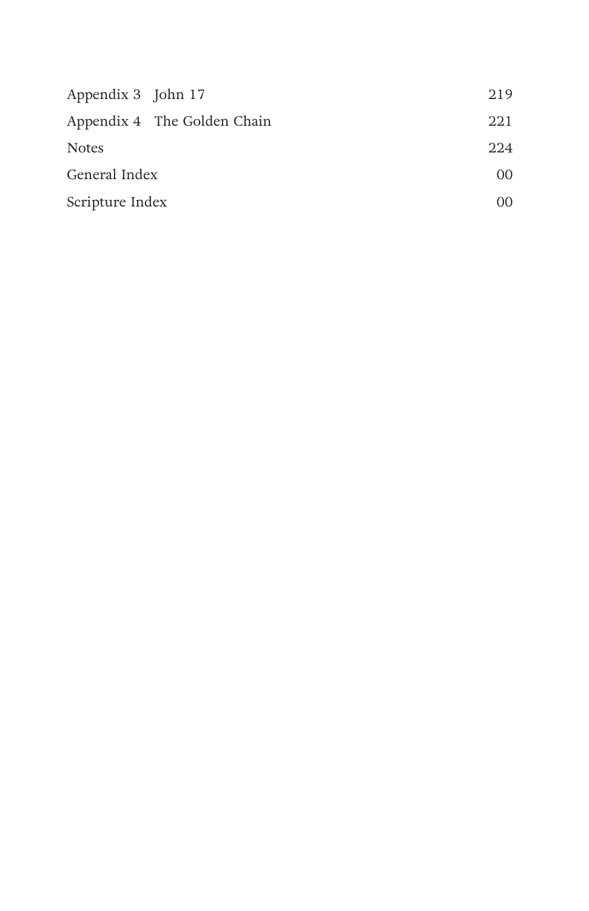| | |
|---|---|
| Appendix 3 John 17 | 219 |
| Appendix 4 The Golden Chain | 221 |
| Notes | 224 |
| General Index | 00 |
| Scripture Index | 00 |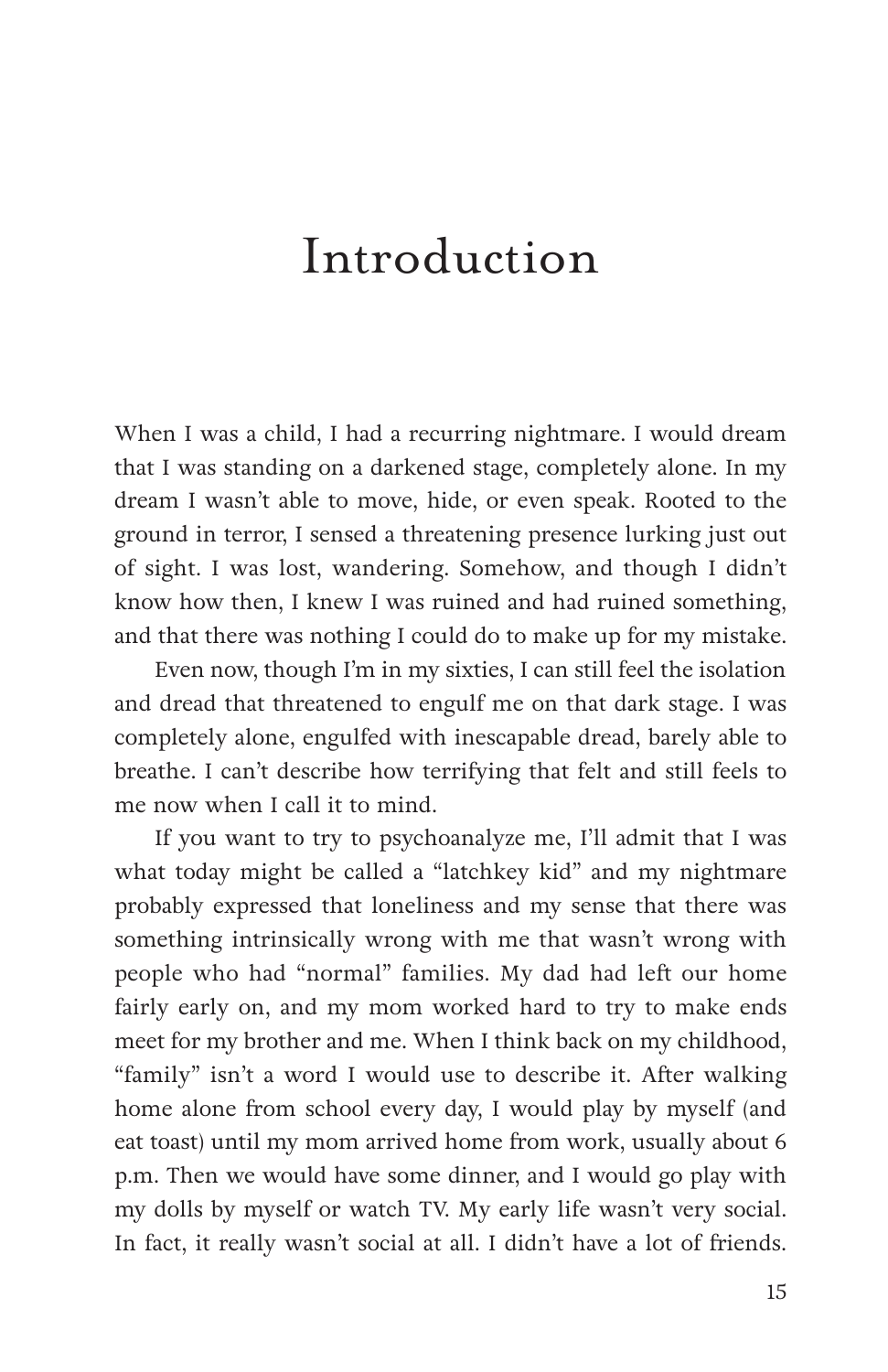# Introduction

When I was a child, I had a recurring nightmare. I would dream that I was standing on a darkened stage, completely alone. In my dream I wasn't able to move, hide, or even speak. Rooted to the ground in terror, I sensed a threatening presence lurking just out of sight. I was lost, wandering. Somehow, and though I didn't know how then, I knew I was ruined and had ruined something, and that there was nothing I could do to make up for my mistake.

Even now, though I'm in my sixties, I can still feel the isolation and dread that threatened to engulf me on that dark stage. I was completely alone, engulfed with inescapable dread, barely able to breathe. I can't describe how terrifying that felt and still feels to me now when I call it to mind.

If you want to try to psychoanalyze me, I'll admit that I was what today might be called a "latchkey kid" and my nightmare probably expressed that loneliness and my sense that there was something intrinsically wrong with me that wasn't wrong with people who had "normal" families. My dad had left our home fairly early on, and my mom worked hard to try to make ends meet for my brother and me. When I think back on my childhood, "family" isn't a word I would use to describe it. After walking home alone from school every day, I would play by myself (and eat toast) until my mom arrived home from work, usually about 6 p.m. Then we would have some dinner, and I would go play with my dolls by myself or watch TV. My early life wasn't very social. In fact, it really wasn't social at all. I didn't have a lot of friends.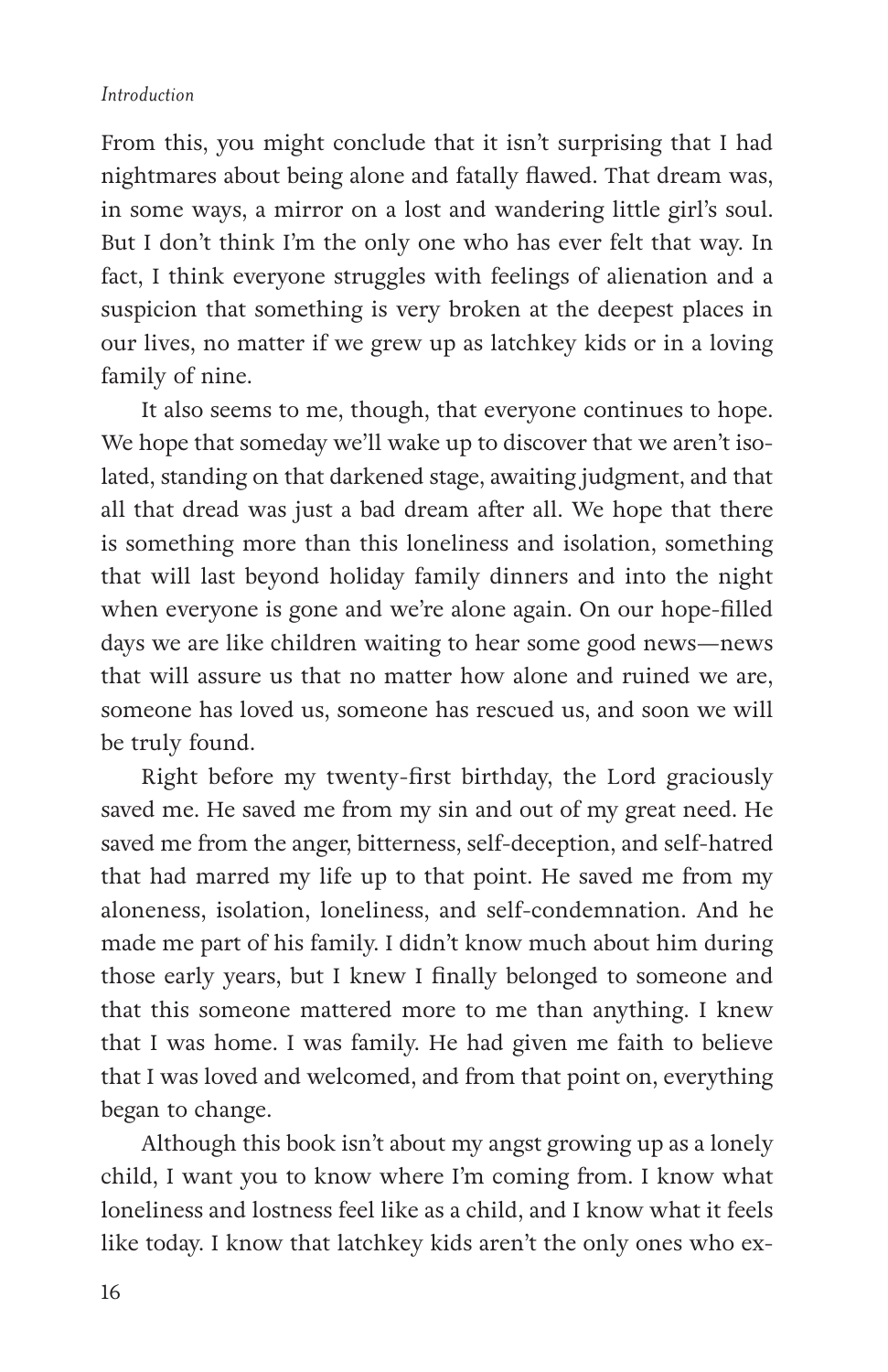From this, you might conclude that it isn't surprising that I had nightmares about being alone and fatally flawed. That dream was, in some ways, a mirror on a lost and wandering little girl's soul. But I don't think I'm the only one who has ever felt that way. In fact, I think everyone struggles with feelings of alienation and a suspicion that something is very broken at the deepest places in our lives, no matter if we grew up as latchkey kids or in a loving family of nine.

It also seems to me, though, that everyone continues to hope. We hope that someday we'll wake up to discover that we aren't isolated, standing on that darkened stage, awaiting judgment, and that all that dread was just a bad dream after all. We hope that there is something more than this loneliness and isolation, something that will last beyond holiday family dinners and into the night when everyone is gone and we're alone again. On our hope-filled days we are like children waiting to hear some good news—news that will assure us that no matter how alone and ruined we are, someone has loved us, someone has rescued us, and soon we will be truly found.

Right before my twenty-first birthday, the Lord graciously saved me. He saved me from my sin and out of my great need. He saved me from the anger, bitterness, self-deception, and self-hatred that had marred my life up to that point. He saved me from my aloneness, isolation, loneliness, and self-condemnation. And he made me part of his family. I didn't know much about him during those early years, but I knew I finally belonged to someone and that this someone mattered more to me than anything. I knew that I was home. I was family. He had given me faith to believe that I was loved and welcomed, and from that point on, everything began to change.

Although this book isn't about my angst growing up as a lonely child, I want you to know where I'm coming from. I know what loneliness and lostness feel like as a child, and I know what it feels like today. I know that latchkey kids aren't the only ones who ex-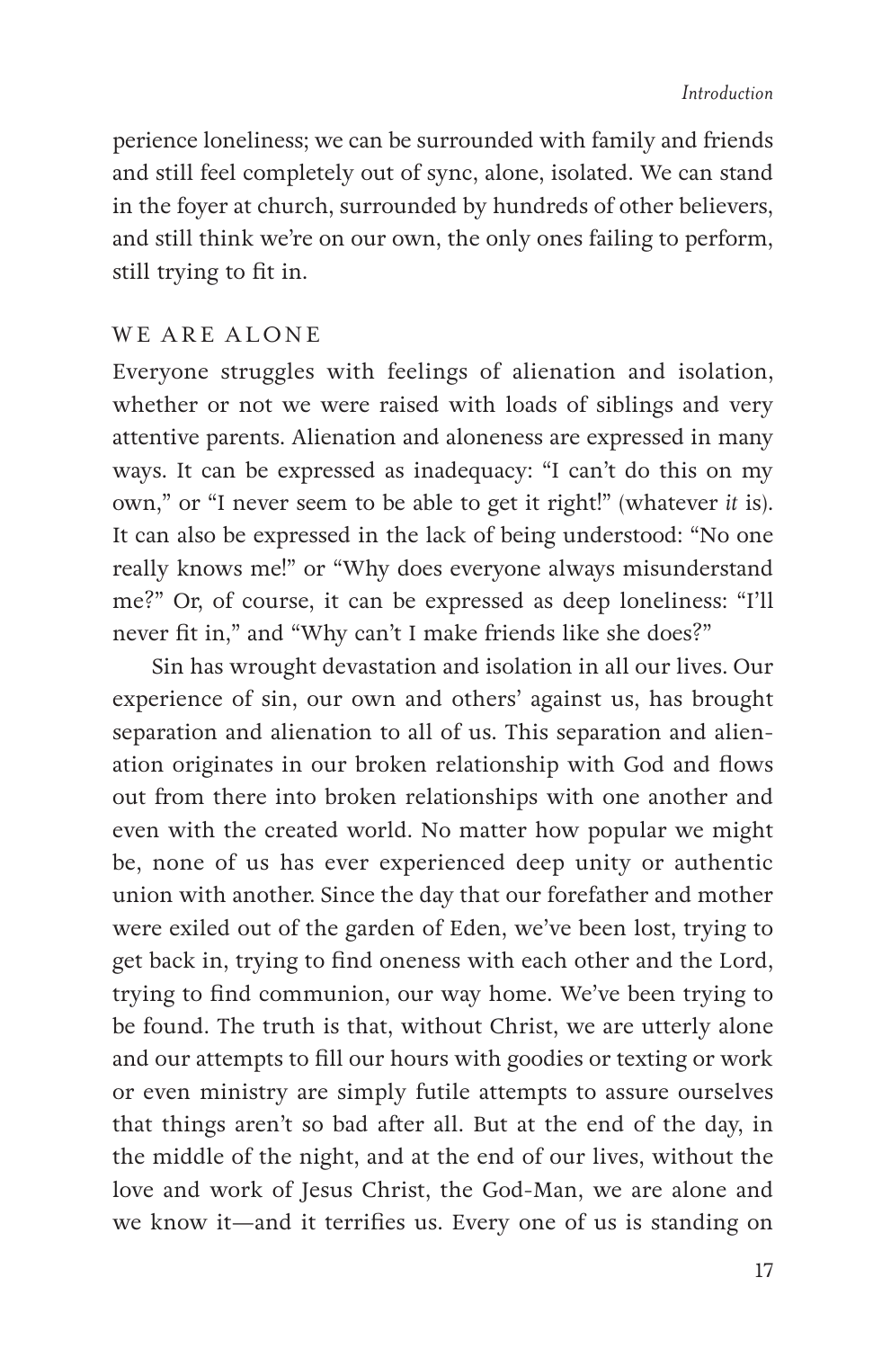perience loneliness; we can be surrounded with family and friends and still feel completely out of sync, alone, isolated. We can stand in the foyer at church, surrounded by hundreds of other believers, and still think we're on our own, the only ones failing to perform, still trying to fit in.

## WE ARE ALONE

Everyone struggles with feelings of alienation and isolation, whether or not we were raised with loads of siblings and very attentive parents. Alienation and aloneness are expressed in many ways. It can be expressed as inadequacy: "I can't do this on my own," or "I never seem to be able to get it right!" (whatever *it* is). It can also be expressed in the lack of being understood: "No one really knows me!" or "Why does everyone always misunderstand me?" Or, of course, it can be expressed as deep loneliness: "I'll never fit in," and "Why can't I make friends like she does?"

Sin has wrought devastation and isolation in all our lives. Our experience of sin, our own and others' against us, has brought separation and alienation to all of us. This separation and alienation originates in our broken relationship with God and flows out from there into broken relationships with one another and even with the created world. No matter how popular we might be, none of us has ever experienced deep unity or authentic union with another. Since the day that our forefather and mother were exiled out of the garden of Eden, we've been lost, trying to get back in, trying to find oneness with each other and the Lord, trying to find communion, our way home. We've been trying to be found. The truth is that, without Christ, we are utterly alone and our attempts to fill our hours with goodies or texting or work or even ministry are simply futile attempts to assure ourselves that things aren't so bad after all. But at the end of the day, in the middle of the night, and at the end of our lives, without the love and work of Jesus Christ, the God-Man, we are alone and we know it—and it terrifies us. Every one of us is standing on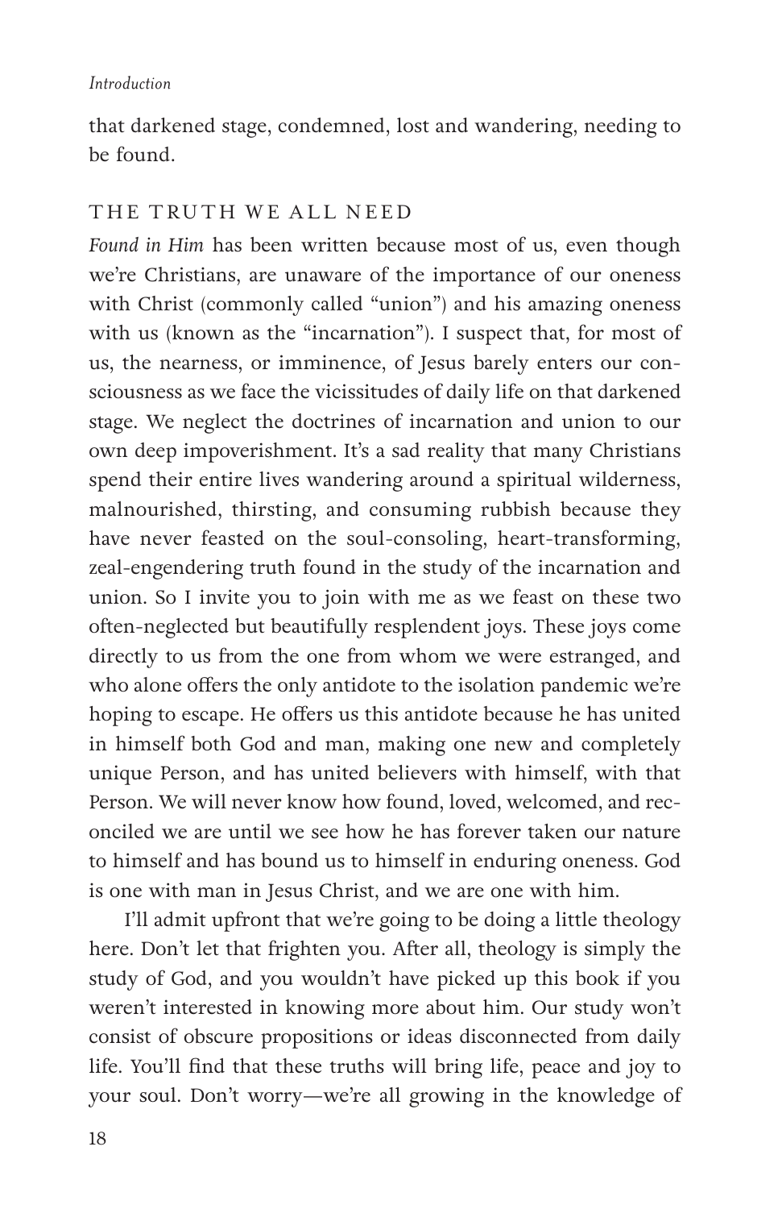that darkened stage, condemned, lost and wandering, needing to be found.

## THE TRUTH WE ALL NEED

*Found in Him* has been written because most of us, even though we're Christians, are unaware of the importance of our oneness with Christ (commonly called "union") and his amazing oneness with us (known as the "incarnation"). I suspect that, for most of us, the nearness, or imminence, of Jesus barely enters our consciousness as we face the vicissitudes of daily life on that darkened stage. We neglect the doctrines of incarnation and union to our own deep impoverishment. It's a sad reality that many Christians spend their entire lives wandering around a spiritual wilderness, malnourished, thirsting, and consuming rubbish because they have never feasted on the soul-consoling, heart-transforming, zeal-engendering truth found in the study of the incarnation and union. So I invite you to join with me as we feast on these two often-neglected but beautifully resplendent joys. These joys come directly to us from the one from whom we were estranged, and who alone offers the only antidote to the isolation pandemic we're hoping to escape. He offers us this antidote because he has united in himself both God and man, making one new and completely unique Person, and has united believers with himself, with that Person. We will never know how found, loved, welcomed, and reconciled we are until we see how he has forever taken our nature to himself and has bound us to himself in enduring oneness. God is one with man in Jesus Christ, and we are one with him.

I'll admit upfront that we're going to be doing a little theology here. Don't let that frighten you. After all, theology is simply the study of God, and you wouldn't have picked up this book if you weren't interested in knowing more about him. Our study won't consist of obscure propositions or ideas disconnected from daily life. You'll find that these truths will bring life, peace and joy to your soul. Don't worry—we're all growing in the knowledge of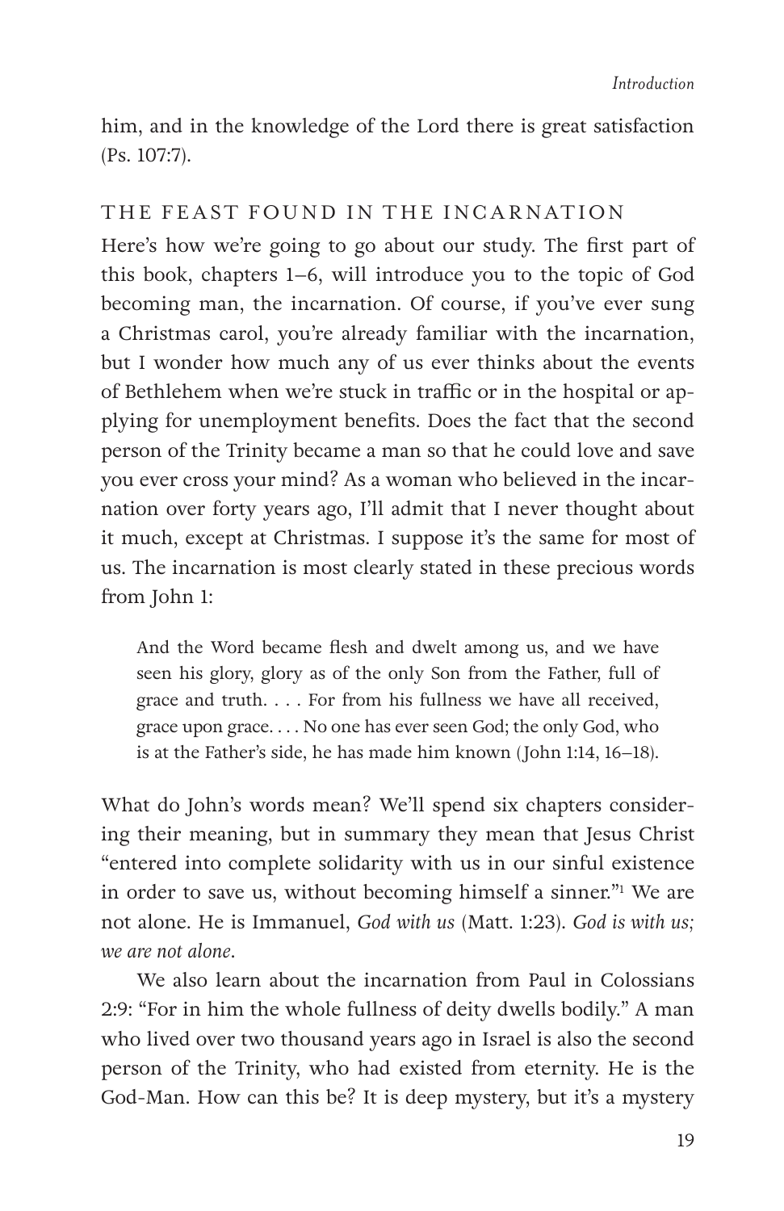him, and in the knowledge of the Lord there is great satisfaction (Ps. 107:7).

## THE FEAST FOUND IN THE INCARNATION

Here's how we're going to go about our study. The first part of this book, chapters 1–6, will introduce you to the topic of God becoming man, the incarnation. Of course, if you've ever sung a Christmas carol, you're already familiar with the incarnation, but I wonder how much any of us ever thinks about the events of Bethlehem when we're stuck in traffic or in the hospital or applying for unemployment benefits. Does the fact that the second person of the Trinity became a man so that he could love and save you ever cross your mind? As a woman who believed in the incarnation over forty years ago, I'll admit that I never thought about it much, except at Christmas. I suppose it's the same for most of us. The incarnation is most clearly stated in these precious words from John 1:

> And the Word became flesh and dwelt among us, and we have seen his glory, glory as of the only Son from the Father, full of grace and truth. . . . For from his fullness we have all received, grace upon grace. . . . No one has ever seen God; the only God, who is at the Father's side, he has made him known (John 1:14, 16–18).

What do John's words mean? We'll spend six chapters considering their meaning, but in summary they mean that Jesus Christ "entered into complete solidarity with us in our sinful existence in order to save us, without becoming himself a sinner."[1] We are not alone. He is Immanuel, *God with us* (Matt. 1:23). *God is with us; we are not alone*.

We also learn about the incarnation from Paul in Colossians 2:9: "For in him the whole fullness of deity dwells bodily." A man who lived over two thousand years ago in Israel is also the second person of the Trinity, who had existed from eternity. He is the God-Man. How can this be? It is deep mystery, but it's a mystery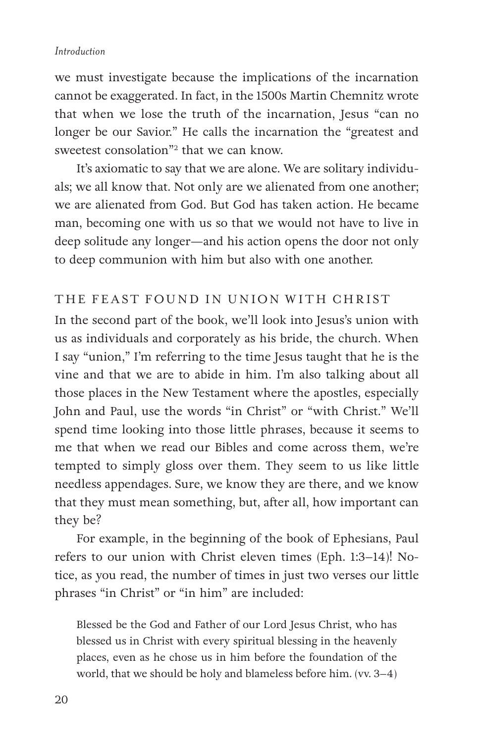we must investigate because the implications of the incarnation cannot be exaggerated. In fact, in the 1500s Martin Chemnitz wrote that when we lose the truth of the incarnation, Jesus "can no longer be our Savior." He calls the incarnation the "greatest and sweetest consolation"[2] that we can know.

It's axiomatic to say that we are alone. We are solitary individuals; we all know that. Not only are we alienated from one another; we are alienated from God. But God has taken action. He became man, becoming one with us so that we would not have to live in deep solitude any longer—and his action opens the door not only to deep communion with him but also with one another.

## THE FEAST FOUND IN UNION WITH CHRIST

In the second part of the book, we'll look into Jesus's union with us as individuals and corporately as his bride, the church. When I say "union," I'm referring to the time Jesus taught that he is the vine and that we are to abide in him. I'm also talking about all those places in the New Testament where the apostles, especially John and Paul, use the words "in Christ" or "with Christ." We'll spend time looking into those little phrases, because it seems to me that when we read our Bibles and come across them, we're tempted to simply gloss over them. They seem to us like little needless appendages. Sure, we know they are there, and we know that they must mean something, but, after all, how important can they be?

For example, in the beginning of the book of Ephesians, Paul refers to our union with Christ eleven times (Eph. 1:3–14)! Notice, as you read, the number of times in just two verses our little phrases "in Christ" or "in him" are included:

> Blessed be the God and Father of our Lord Jesus Christ, who has blessed us in Christ with every spiritual blessing in the heavenly places, even as he chose us in him before the foundation of the world, that we should be holy and blameless before him. (vv. 3–4)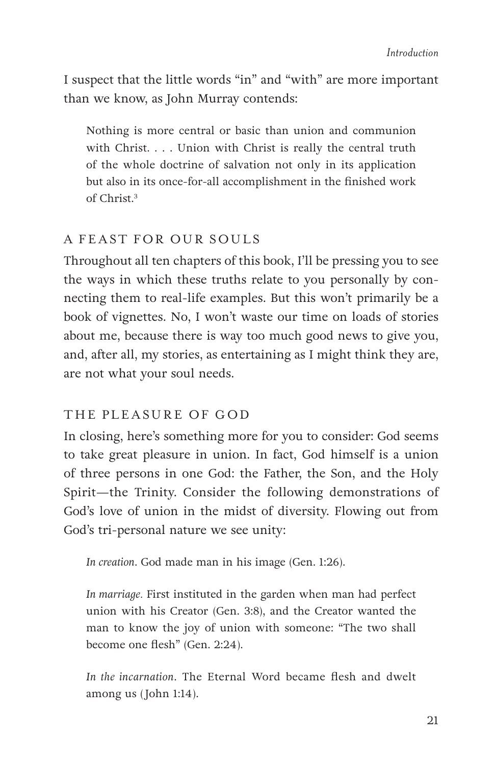I suspect that the little words "in" and "with" are more important than we know, as John Murray contends:

> Nothing is more central or basic than union and communion with Christ. . . . Union with Christ is really the central truth of the whole doctrine of salvation not only in its application but also in its once-for-all accomplishment in the finished work of Christ.[3]

## A FEAST FOR OUR SOULS

Throughout all ten chapters of this book, I'll be pressing you to see the ways in which these truths relate to you personally by connecting them to real-life examples. But this won't primarily be a book of vignettes. No, I won't waste our time on loads of stories about me, because there is way too much good news to give you, and, after all, my stories, as entertaining as I might think they are, are not what your soul needs.

## THE PLEASURE OF GOD

In closing, here's something more for you to consider: God seems to take great pleasure in union. In fact, God himself is a union of three persons in one God: the Father, the Son, and the Holy Spirit—the Trinity. Consider the following demonstrations of God's love of union in the midst of diversity. Flowing out from God's tri-personal nature we see unity:

> *In creation*. God made man in his image (Gen. 1:26).
>
> *In marriage.* First instituted in the garden when man had perfect union with his Creator (Gen. 3:8), and the Creator wanted the man to know the joy of union with someone: "The two shall become one flesh" (Gen. 2:24).
>
> *In the incarnation*. The Eternal Word became flesh and dwelt among us (John 1:14).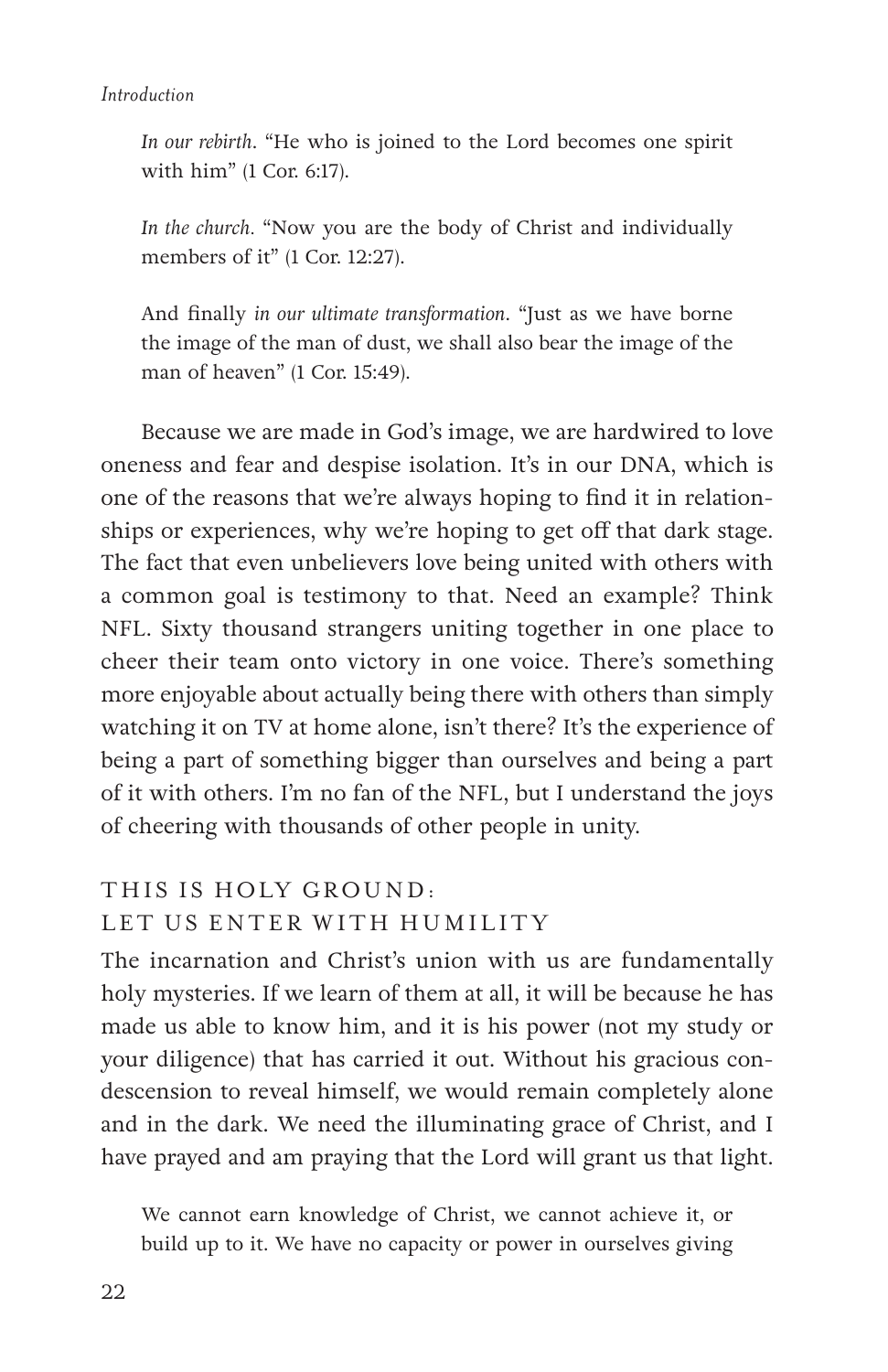*In our rebirth*. "He who is joined to the Lord becomes one spirit with him" (1 Cor. 6:17).

*In the church*. "Now you are the body of Christ and individually members of it" (1 Cor. 12:27).

And finally *in our ultimate transformation*. "Just as we have borne the image of the man of dust, we shall also bear the image of the man of heaven" (1 Cor. 15:49).

Because we are made in God's image, we are hardwired to love oneness and fear and despise isolation. It's in our DNA, which is one of the reasons that we're always hoping to find it in relationships or experiences, why we're hoping to get off that dark stage. The fact that even unbelievers love being united with others with a common goal is testimony to that. Need an example? Think NFL. Sixty thousand strangers uniting together in one place to cheer their team onto victory in one voice. There's something more enjoyable about actually being there with others than simply watching it on TV at home alone, isn't there? It's the experience of being a part of something bigger than ourselves and being a part of it with others. I'm no fan of the NFL, but I understand the joys of cheering with thousands of other people in unity.

## THIS IS HOLY GROUND: LET US ENTER WITH HUMILITY

The incarnation and Christ's union with us are fundamentally holy mysteries. If we learn of them at all, it will be because he has made us able to know him, and it is his power (not my study or your diligence) that has carried it out. Without his gracious condescension to reveal himself, we would remain completely alone and in the dark. We need the illuminating grace of Christ, and I have prayed and am praying that the Lord will grant us that light.

> We cannot earn knowledge of Christ, we cannot achieve it, or build up to it. We have no capacity or power in ourselves giving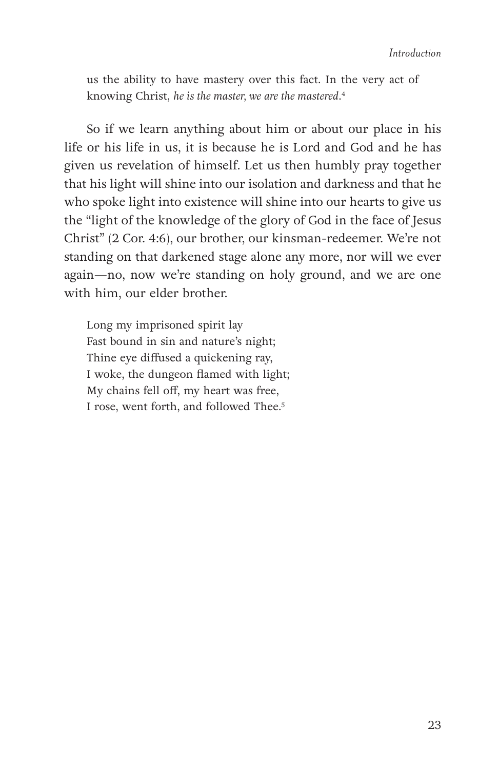us the ability to have mastery over this fact. In the very act of knowing Christ, *he is the master, we are the mastered*.[4]

So if we learn anything about him or about our place in his life or his life in us, it is because he is Lord and God and he has given us revelation of himself. Let us then humbly pray together that his light will shine into our isolation and darkness and that he who spoke light into existence will shine into our hearts to give us the "light of the knowledge of the glory of God in the face of Jesus Christ" (2 Cor. 4:6), our brother, our kinsman-redeemer. We're not standing on that darkened stage alone any more, nor will we ever again—no, now we're standing on holy ground, and we are one with him, our elder brother.

Long my imprisoned spirit lay  
Fast bound in sin and nature's night;  
Thine eye diffused a quickening ray,  
I woke, the dungeon flamed with light;  
My chains fell off, my heart was free,  
I rose, went forth, and followed Thee.[5]